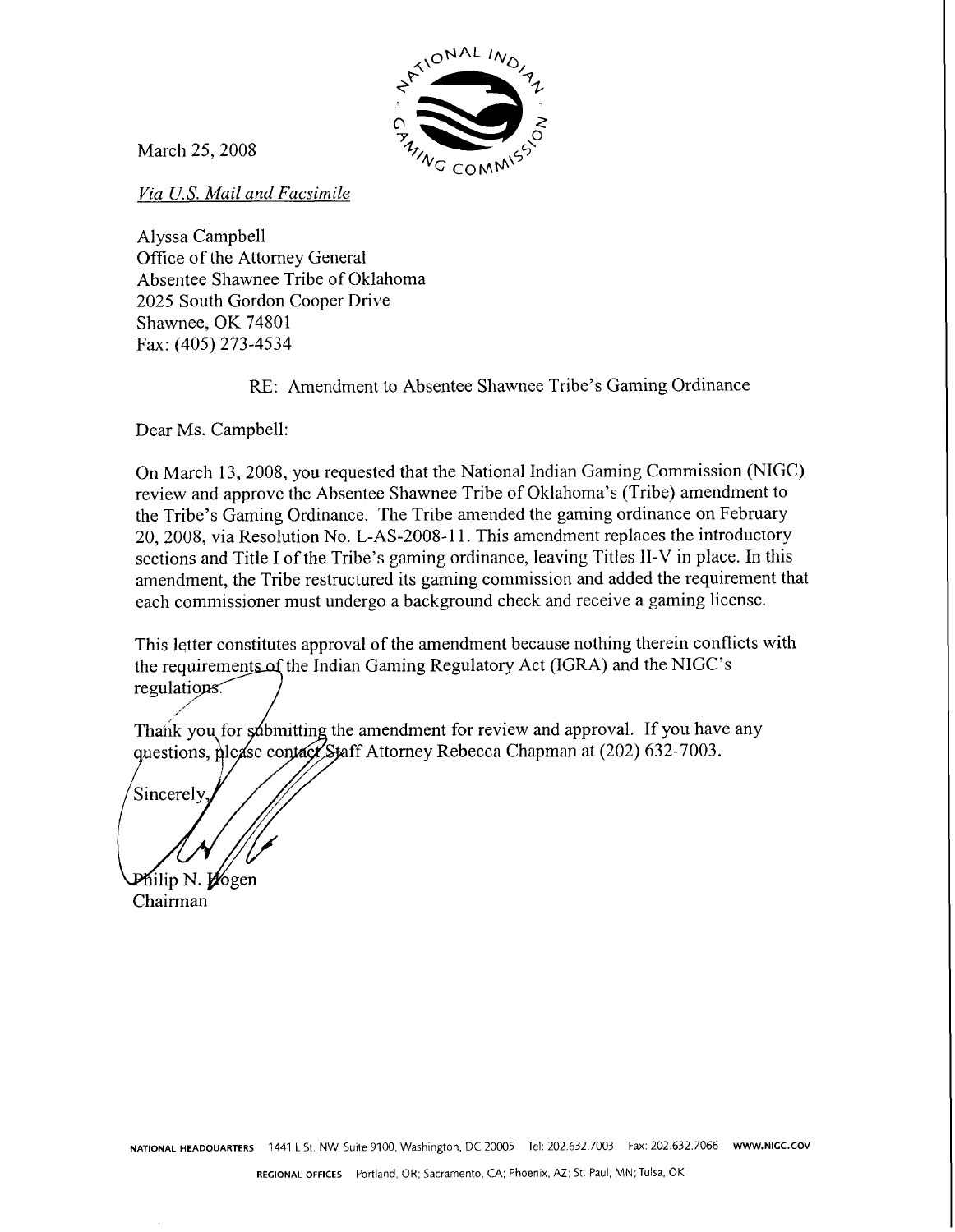March 25, 2008

*Via U.S. Mail and Facsimile*

Alyssa Campbell
Office of the Attorney General
Absentee Shawnee Tribe of Oklahoma
2025 South Gordon Cooper Drive
Shawnee, OK 74801
Fax: (405) 273-4534

RE: Amendment to Absentee Shawnee Tribe's Gaming Ordinance

Dear Ms. Campbell:

On March 13, 2008, you requested that the National Indian Gaming Commission (NIGC) review and approve the Absentee Shawnee Tribe of Oklahoma's (Tribe) amendment to the Tribe's Gaming Ordinance. The Tribe amended the gaming ordinance on February 20, 2008, via Resolution No. L-AS-2008-11. This amendment replaces the introductory sections and Title I of the Tribe's gaming ordinance, leaving Titles II-V in place. In this amendment, the Tribe restructured its gaming commission and added the requirement that each commissioner must undergo a background check and receive a gaming license.

This letter constitutes approval of the amendment because nothing therein conflicts with the requirements of the Indian Gaming Regulatory Act (IGRA) and the NIGC's regulations.

Thank you for submitting the amendment for review and approval. If you have any questions, please contact Staff Attorney Rebecca Chapman at (202) 632-7003.

Sincerely,

Philip N. Hogen
Chairman

NATIONAL HEADQUARTERS 1441 L St. NW, Suite 9100, Washington, DC 20005 Tel: 202.632.7003 Fax: 202.632.7066 WWW.NIGC.GOV

REGIONAL OFFICES Portland, OR; Sacramento, CA; Phoenix, AZ; St. Paul, MN; Tulsa, OK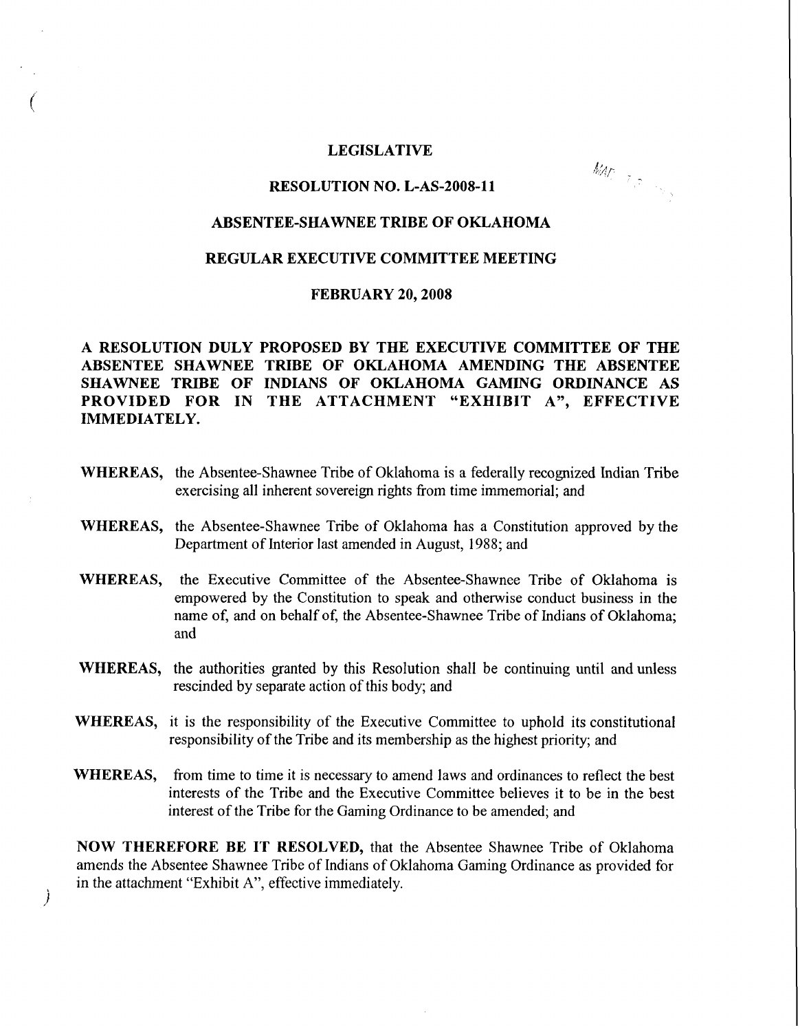**LEGISLATIVE**

**RESOLUTION NO. L-AS-2008-11**

**ABSENTEE-SHAWNEE TRIBE OF OKLAHOMA**

**REGULAR EXECUTIVE COMMITTEE MEETING**

**FEBRUARY 20, 2008**

**A RESOLUTION DULY PROPOSED BY THE EXECUTIVE COMMITTEE OF THE ABSENTEE SHAWNEE TRIBE OF OKLAHOMA AMENDING THE ABSENTEE SHAWNEE TRIBE OF INDIANS OF OKLAHOMA GAMING ORDINANCE AS PROVIDED FOR IN THE ATTACHMENT "EXHIBIT A", EFFECTIVE IMMEDIATELY.**

**WHEREAS,** the Absentee-Shawnee Tribe of Oklahoma is a federally recognized Indian Tribe exercising all inherent sovereign rights from time immemorial; and

**WHEREAS,** the Absentee-Shawnee Tribe of Oklahoma has a Constitution approved by the Department of Interior last amended in August, 1988; and

**WHEREAS,** the Executive Committee of the Absentee-Shawnee Tribe of Oklahoma is empowered by the Constitution to speak and otherwise conduct business in the name of, and on behalf of, the Absentee-Shawnee Tribe of Indians of Oklahoma; and

**WHEREAS,** the authorities granted by this Resolution shall be continuing until and unless rescinded by separate action of this body; and

**WHEREAS,** it is the responsibility of the Executive Committee to uphold its constitutional responsibility of the Tribe and its membership as the highest priority; and

**WHEREAS,** from time to time it is necessary to amend laws and ordinances to reflect the best interests of the Tribe and the Executive Committee believes it to be in the best interest of the Tribe for the Gaming Ordinance to be amended; and

**NOW THEREFORE BE IT RESOLVED,** that the Absentee Shawnee Tribe of Oklahoma amends the Absentee Shawnee Tribe of Indians of Oklahoma Gaming Ordinance as provided for in the attachment "Exhibit A", effective immediately.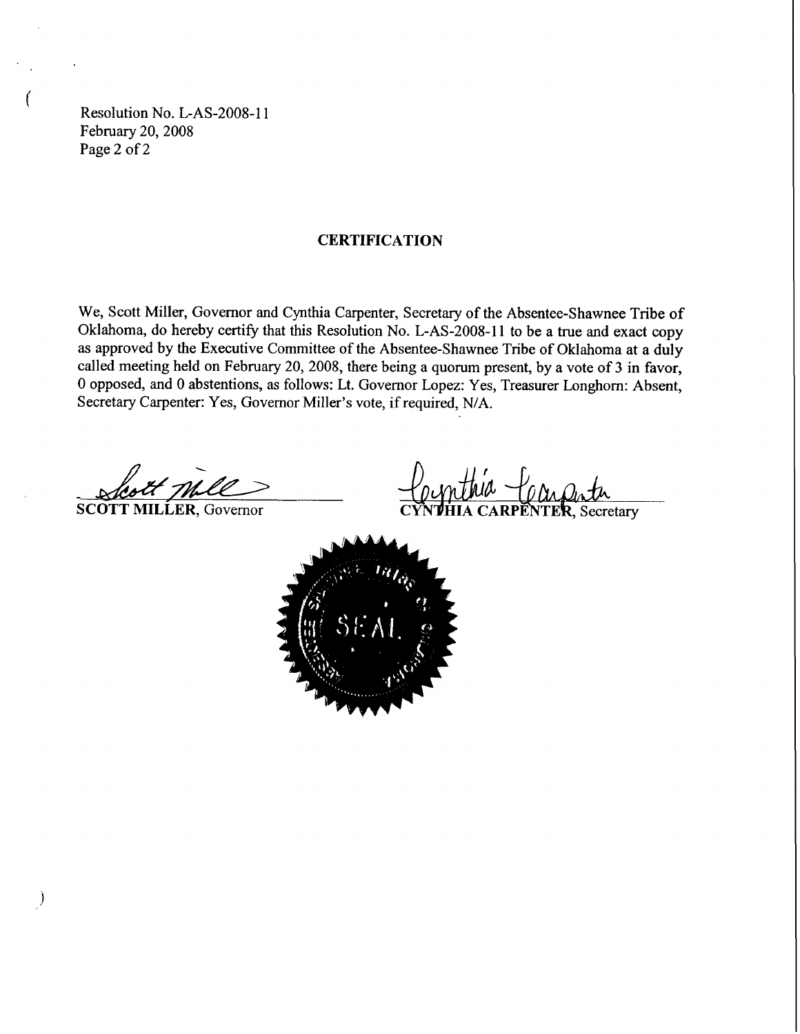Resolution No. L-AS-2008-11
February 20, 2008
Page 2 of 2

## CERTIFICATION

We, Scott Miller, Governor and Cynthia Carpenter, Secretary of the Absentee-Shawnee Tribe of Oklahoma, do hereby certify that this Resolution No. L-AS-2008-11 to be a true and exact copy as approved by the Executive Committee of the Absentee-Shawnee Tribe of Oklahoma at a duly called meeting held on February 20, 2008, there being a quorum present, by a vote of 3 in favor, 0 opposed, and 0 abstentions, as follows: Lt. Governor Lopez: Yes, Treasurer Longhorn: Absent, Secretary Carpenter: Yes, Governor Miller's vote, if required, N/A.

**SCOTT MILLER**, Governor

**CYNTHIA CARPENTER**, Secretary

SEAL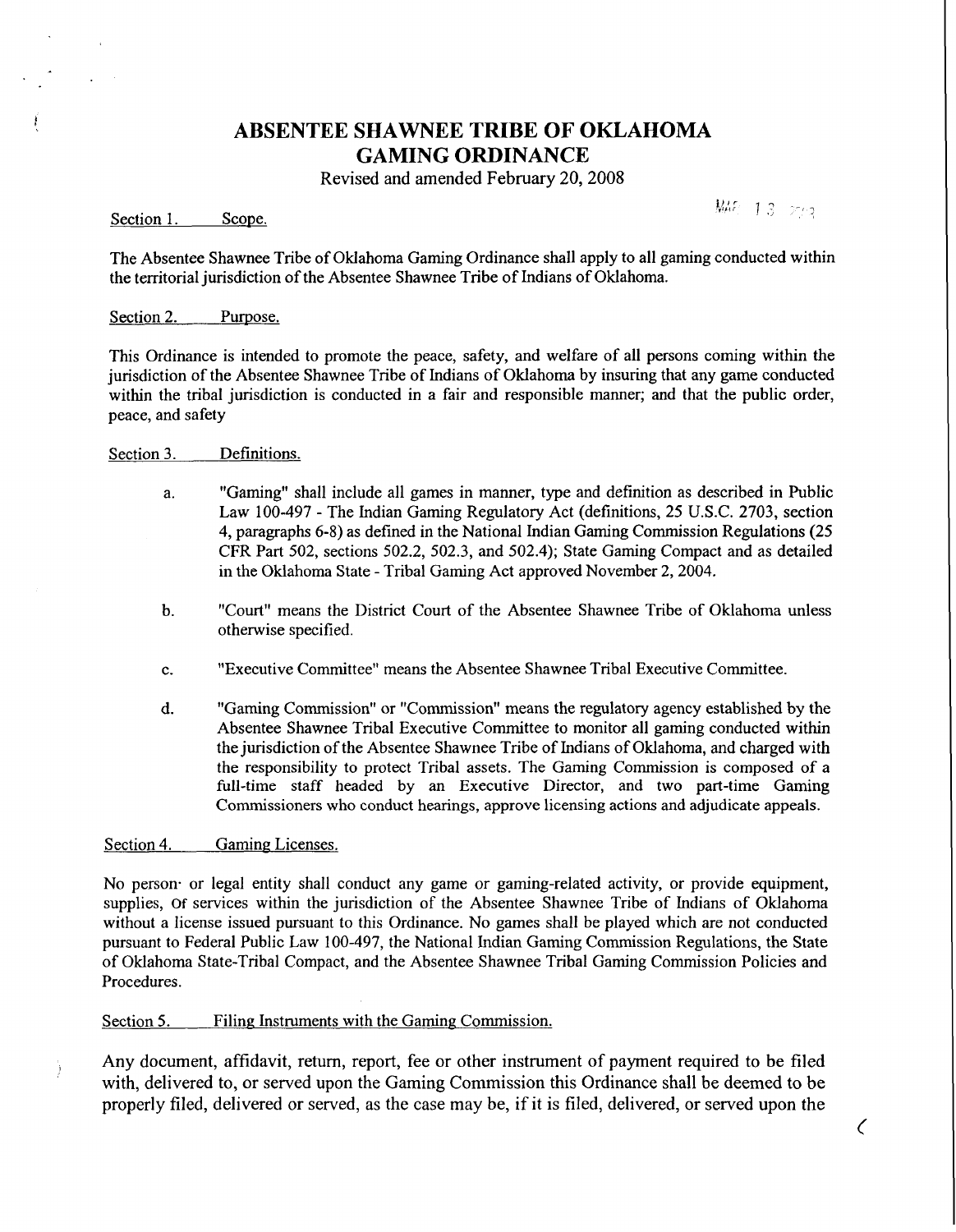## ABSENTEE SHAWNEE TRIBE OF OKLAHOMA GAMING ORDINANCE

Revised and amended February 20, 2008

Section 1. Scope.

The Absentee Shawnee Tribe of Oklahoma Gaming Ordinance shall apply to all gaming conducted within the territorial jurisdiction of the Absentee Shawnee Tribe of Indians of Oklahoma.

Section 2. Purpose.

This Ordinance is intended to promote the peace, safety, and welfare of all persons coming within the jurisdiction of the Absentee Shawnee Tribe of Indians of Oklahoma by insuring that any game conducted within the tribal jurisdiction is conducted in a fair and responsible manner; and that the public order, peace, and safety

Section 3. Definitions.

a. "Gaming" shall include all games in manner, type and definition as described in Public Law 100-497 - The Indian Gaming Regulatory Act (definitions, 25 U.S.C. 2703, section 4, paragraphs 6-8) as defined in the National Indian Gaming Commission Regulations (25 CFR Part 502, sections 502.2, 502.3, and 502.4); State Gaming Compact and as detailed in the Oklahoma State - Tribal Gaming Act approved November 2, 2004.

b. "Court" means the District Court of the Absentee Shawnee Tribe of Oklahoma unless otherwise specified.

c. "Executive Committee" means the Absentee Shawnee Tribal Executive Committee.

d. "Gaming Commission" or "Commission" means the regulatory agency established by the Absentee Shawnee Tribal Executive Committee to monitor all gaming conducted within the jurisdiction of the Absentee Shawnee Tribe of Indians of Oklahoma, and charged with the responsibility to protect Tribal assets. The Gaming Commission is composed of a full-time staff headed by an Executive Director, and two part-time Gaming Commissioners who conduct hearings, approve licensing actions and adjudicate appeals.

Section 4. Gaming Licenses.

No person· or legal entity shall conduct any game or gaming-related activity, or provide equipment, supplies, or services within the jurisdiction of the Absentee Shawnee Tribe of Indians of Oklahoma without a license issued pursuant to this Ordinance. No games shall be played which are not conducted pursuant to Federal Public Law 100-497, the National Indian Gaming Commission Regulations, the State of Oklahoma State-Tribal Compact, and the Absentee Shawnee Tribal Gaming Commission Policies and Procedures.

Section 5. Filing Instruments with the Gaming Commission.

Any document, affidavit, return, report, fee or other instrument of payment required to be filed with, delivered to, or served upon the Gaming Commission this Ordinance shall be deemed to be properly filed, delivered or served, as the case may be, if it is filed, delivered, or served upon the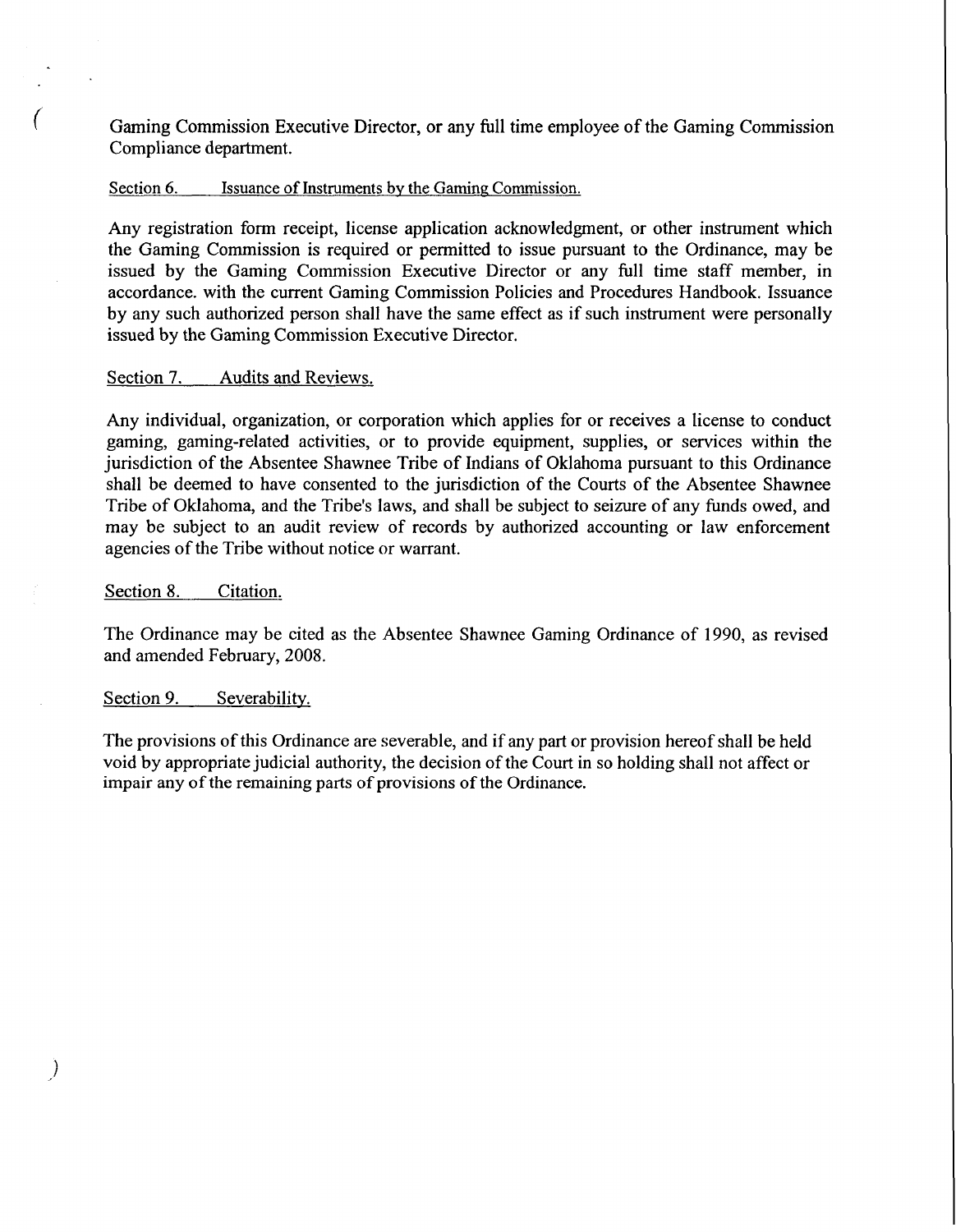Gaming Commission Executive Director, or any full time employee of the Gaming Commission Compliance department.

Section 6. Issuance of Instruments by the Gaming Commission.

Any registration form receipt, license application acknowledgment, or other instrument which the Gaming Commission is required or permitted to issue pursuant to the Ordinance, may be issued by the Gaming Commission Executive Director or any full time staff member, in accordance. with the current Gaming Commission Policies and Procedures Handbook. Issuance by any such authorized person shall have the same effect as if such instrument were personally issued by the Gaming Commission Executive Director.

Section 7. Audits and Reviews.

Any individual, organization, or corporation which applies for or receives a license to conduct gaming, gaming-related activities, or to provide equipment, supplies, or services within the jurisdiction of the Absentee Shawnee Tribe of Indians of Oklahoma pursuant to this Ordinance shall be deemed to have consented to the jurisdiction of the Courts of the Absentee Shawnee Tribe of Oklahoma, and the Tribe's laws, and shall be subject to seizure of any funds owed, and may be subject to an audit review of records by authorized accounting or law enforcement agencies of the Tribe without notice or warrant.

Section 8. Citation.

The Ordinance may be cited as the Absentee Shawnee Gaming Ordinance of 1990, as revised and amended February, 2008.

Section 9. Severability.

The provisions of this Ordinance are severable, and if any part or provision hereof shall be held void by appropriate judicial authority, the decision of the Court in so holding shall not affect or impair any of the remaining parts of provisions of the Ordinance.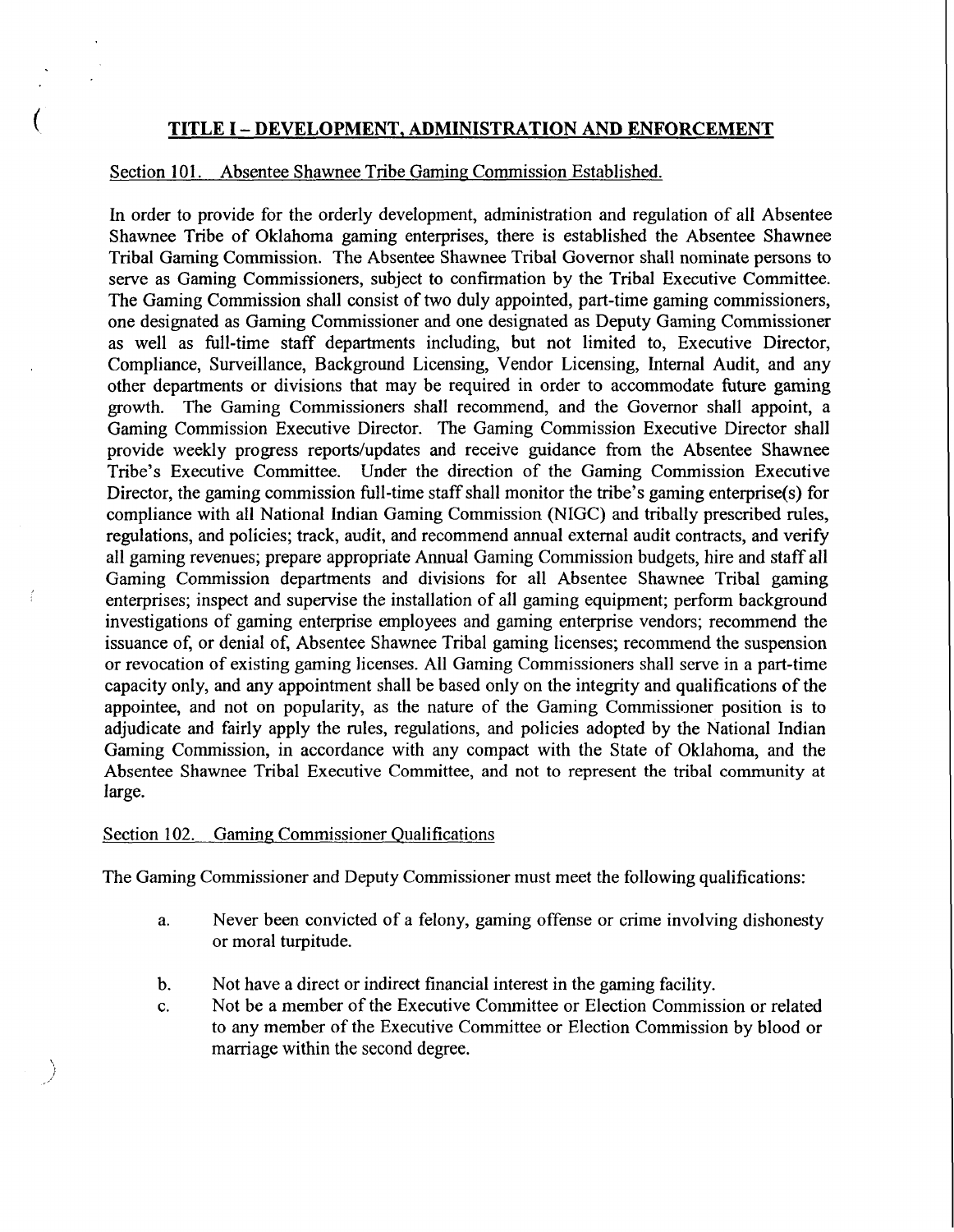## TITLE I – DEVELOPMENT, ADMINISTRATION AND ENFORCEMENT

Section 101. Absentee Shawnee Tribe Gaming Commission Established.

In order to provide for the orderly development, administration and regulation of all Absentee Shawnee Tribe of Oklahoma gaming enterprises, there is established the Absentee Shawnee Tribal Gaming Commission. The Absentee Shawnee Tribal Governor shall nominate persons to serve as Gaming Commissioners, subject to confirmation by the Tribal Executive Committee. The Gaming Commission shall consist of two duly appointed, part-time gaming commissioners, one designated as Gaming Commissioner and one designated as Deputy Gaming Commissioner as well as full-time staff departments including, but not limited to, Executive Director, Compliance, Surveillance, Background Licensing, Vendor Licensing, Internal Audit, and any other departments or divisions that may be required in order to accommodate future gaming growth. The Gaming Commissioners shall recommend, and the Governor shall appoint, a Gaming Commission Executive Director. The Gaming Commission Executive Director shall provide weekly progress reports/updates and receive guidance from the Absentee Shawnee Tribe's Executive Committee. Under the direction of the Gaming Commission Executive Director, the gaming commission full-time staff shall monitor the tribe's gaming enterprise(s) for compliance with all National Indian Gaming Commission (NIGC) and tribally prescribed rules, regulations, and policies; track, audit, and recommend annual external audit contracts, and verify all gaming revenues; prepare appropriate Annual Gaming Commission budgets, hire and staff all Gaming Commission departments and divisions for all Absentee Shawnee Tribal gaming enterprises; inspect and supervise the installation of all gaming equipment; perform background investigations of gaming enterprise employees and gaming enterprise vendors; recommend the issuance of, or denial of, Absentee Shawnee Tribal gaming licenses; recommend the suspension or revocation of existing gaming licenses. All Gaming Commissioners shall serve in a part-time capacity only, and any appointment shall be based only on the integrity and qualifications of the appointee, and not on popularity, as the nature of the Gaming Commissioner position is to adjudicate and fairly apply the rules, regulations, and policies adopted by the National Indian Gaming Commission, in accordance with any compact with the State of Oklahoma, and the Absentee Shawnee Tribal Executive Committee, and not to represent the tribal community at large.

Section 102. Gaming Commissioner Qualifications

The Gaming Commissioner and Deputy Commissioner must meet the following qualifications:

a. Never been convicted of a felony, gaming offense or crime involving dishonesty or moral turpitude.

b. Not have a direct or indirect financial interest in the gaming facility.

c. Not be a member of the Executive Committee or Election Commission or related to any member of the Executive Committee or Election Commission by blood or marriage within the second degree.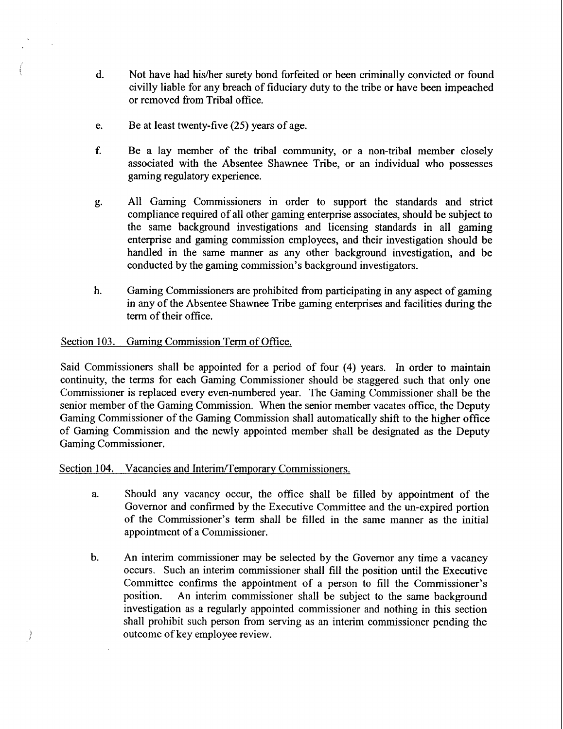d. Not have had his/her surety bond forfeited or been criminally convicted or found civilly liable for any breach of fiduciary duty to the tribe or have been impeached or removed from Tribal office.

e. Be at least twenty-five (25) years of age.

f. Be a lay member of the tribal community, or a non-tribal member closely associated with the Absentee Shawnee Tribe, or an individual who possesses gaming regulatory experience.

g. All Gaming Commissioners in order to support the standards and strict compliance required of all other gaming enterprise associates, should be subject to the same background investigations and licensing standards in all gaming enterprise and gaming commission employees, and their investigation should be handled in the same manner as any other background investigation, and be conducted by the gaming commission's background investigators.

h. Gaming Commissioners are prohibited from participating in any aspect of gaming in any of the Absentee Shawnee Tribe gaming enterprises and facilities during the term of their office.

Section 103. Gaming Commission Term of Office.

Said Commissioners shall be appointed for a period of four (4) years. In order to maintain continuity, the terms for each Gaming Commissioner should be staggered such that only one Commissioner is replaced every even-numbered year. The Gaming Commissioner shall be the senior member of the Gaming Commission. When the senior member vacates office, the Deputy Gaming Commissioner of the Gaming Commission shall automatically shift to the higher office of Gaming Commission and the newly appointed member shall be designated as the Deputy Gaming Commissioner.

Section 104. Vacancies and Interim/Temporary Commissioners.

a. Should any vacancy occur, the office shall be filled by appointment of the Governor and confirmed by the Executive Committee and the un-expired portion of the Commissioner's term shall be filled in the same manner as the initial appointment of a Commissioner.

b. An interim commissioner may be selected by the Governor any time a vacancy occurs. Such an interim commissioner shall fill the position until the Executive Committee confirms the appointment of a person to fill the Commissioner's position. An interim commissioner shall be subject to the same background investigation as a regularly appointed commissioner and nothing in this section shall prohibit such person from serving as an interim commissioner pending the outcome of key employee review.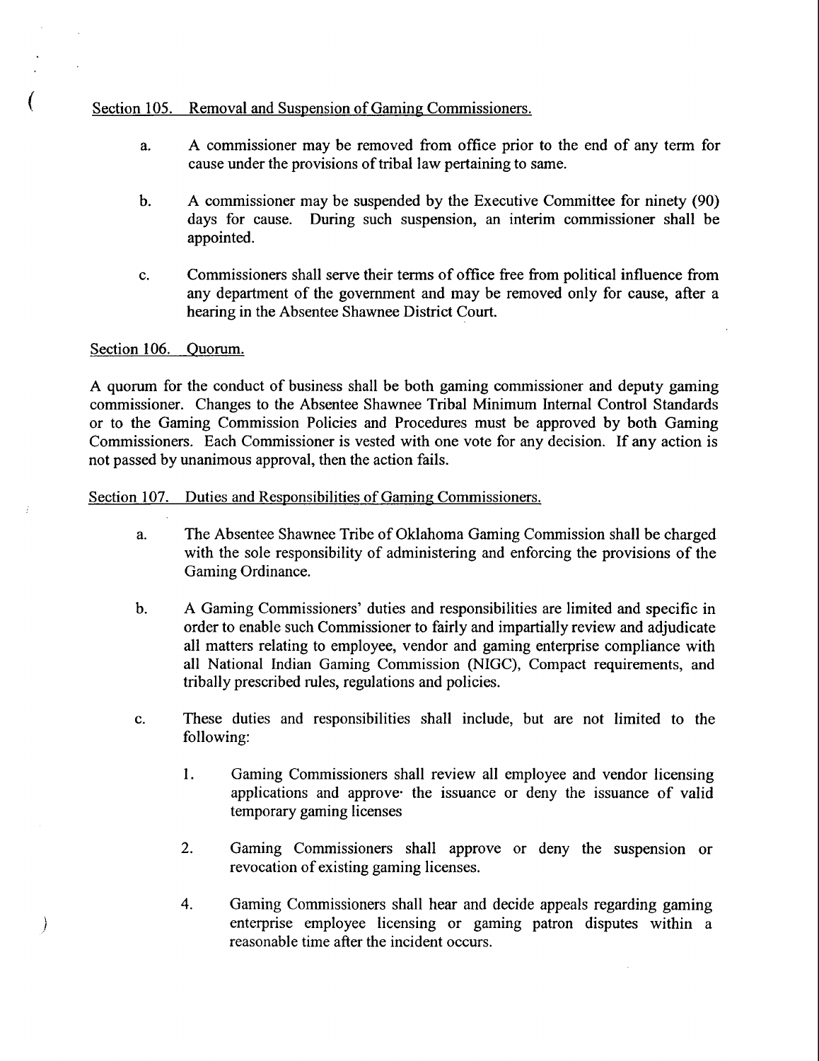Section 105. Removal and Suspension of Gaming Commissioners.

a. A commissioner may be removed from office prior to the end of any term for cause under the provisions of tribal law pertaining to same.

b. A commissioner may be suspended by the Executive Committee for ninety (90) days for cause. During such suspension, an interim commissioner shall be appointed.

c. Commissioners shall serve their terms of office free from political influence from any department of the government and may be removed only for cause, after a hearing in the Absentee Shawnee District Court.

Section 106. Quorum.

A quorum for the conduct of business shall be both gaming commissioner and deputy gaming commissioner. Changes to the Absentee Shawnee Tribal Minimum Internal Control Standards or to the Gaming Commission Policies and Procedures must be approved by both Gaming Commissioners. Each Commissioner is vested with one vote for any decision. If any action is not passed by unanimous approval, then the action fails.

Section 107. Duties and Responsibilities of Gaming Commissioners.

a. The Absentee Shawnee Tribe of Oklahoma Gaming Commission shall be charged with the sole responsibility of administering and enforcing the provisions of the Gaming Ordinance.

b. A Gaming Commissioners' duties and responsibilities are limited and specific in order to enable such Commissioner to fairly and impartially review and adjudicate all matters relating to employee, vendor and gaming enterprise compliance with all National Indian Gaming Commission (NIGC), Compact requirements, and tribally prescribed rules, regulations and policies.

c. These duties and responsibilities shall include, but are not limited to the following:

   1. Gaming Commissioners shall review all employee and vendor licensing applications and approve the issuance or deny the issuance of valid temporary gaming licenses

   2. Gaming Commissioners shall approve or deny the suspension or revocation of existing gaming licenses.

   4. Gaming Commissioners shall hear and decide appeals regarding gaming enterprise employee licensing or gaming patron disputes within a reasonable time after the incident occurs.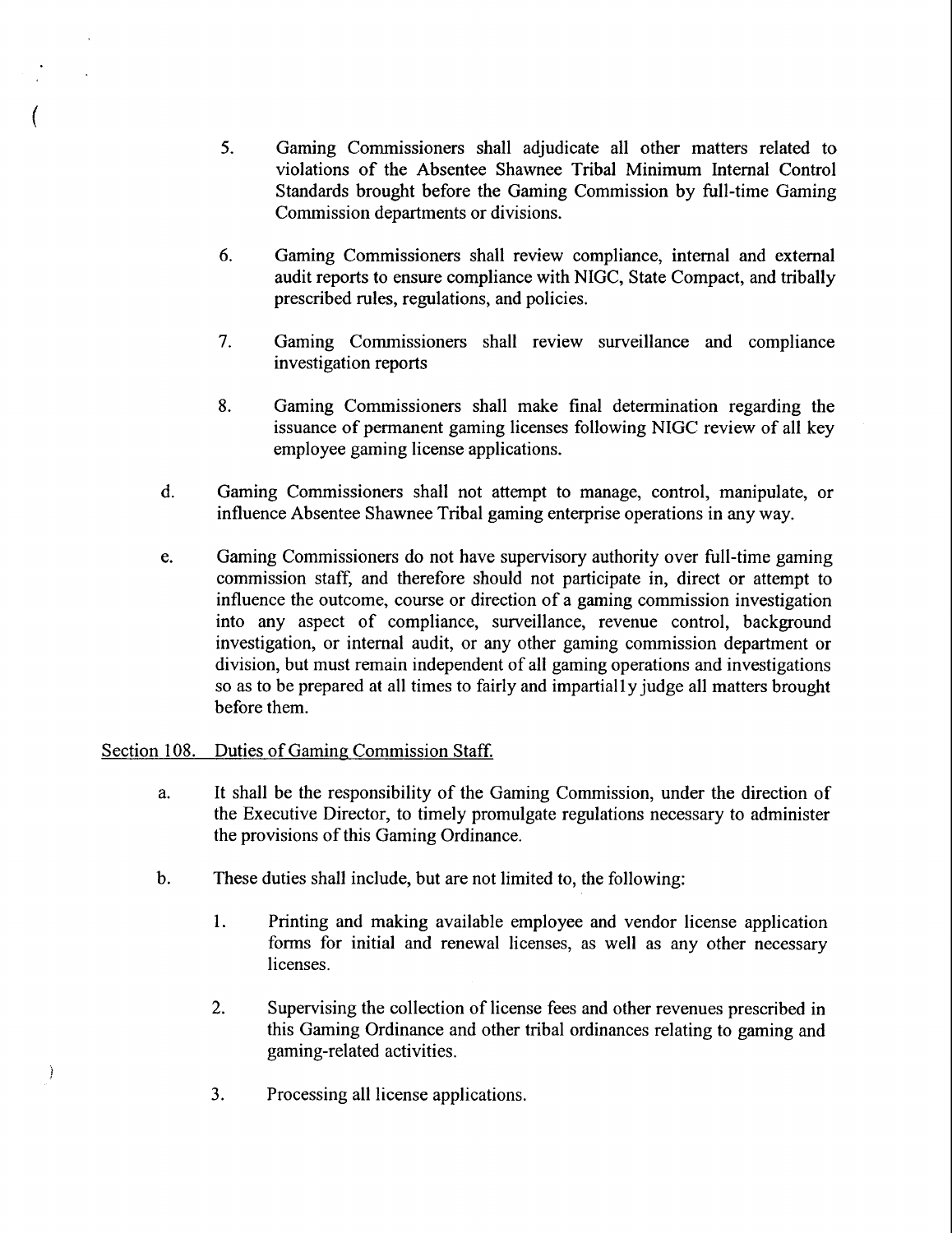5. Gaming Commissioners shall adjudicate all other matters related to violations of the Absentee Shawnee Tribal Minimum Internal Control Standards brought before the Gaming Commission by full-time Gaming Commission departments or divisions.

6. Gaming Commissioners shall review compliance, internal and external audit reports to ensure compliance with NIGC, State Compact, and tribally prescribed rules, regulations, and policies.

7. Gaming Commissioners shall review surveillance and compliance investigation reports

8. Gaming Commissioners shall make final determination regarding the issuance of permanent gaming licenses following NIGC review of all key employee gaming license applications.

d. Gaming Commissioners shall not attempt to manage, control, manipulate, or influence Absentee Shawnee Tribal gaming enterprise operations in any way.

e. Gaming Commissioners do not have supervisory authority over full-time gaming commission staff, and therefore should not participate in, direct or attempt to influence the outcome, course or direction of a gaming commission investigation into any aspect of compliance, surveillance, revenue control, background investigation, or internal audit, or any other gaming commission department or division, but must remain independent of all gaming operations and investigations so as to be prepared at all times to fairly and impartially judge all matters brought before them.

Section 108. Duties of Gaming Commission Staff.

a. It shall be the responsibility of the Gaming Commission, under the direction of the Executive Director, to timely promulgate regulations necessary to administer the provisions of this Gaming Ordinance.

b. These duties shall include, but are not limited to, the following:

1. Printing and making available employee and vendor license application forms for initial and renewal licenses, as well as any other necessary licenses.

2. Supervising the collection of license fees and other revenues prescribed in this Gaming Ordinance and other tribal ordinances relating to gaming and gaming-related activities.

3. Processing all license applications.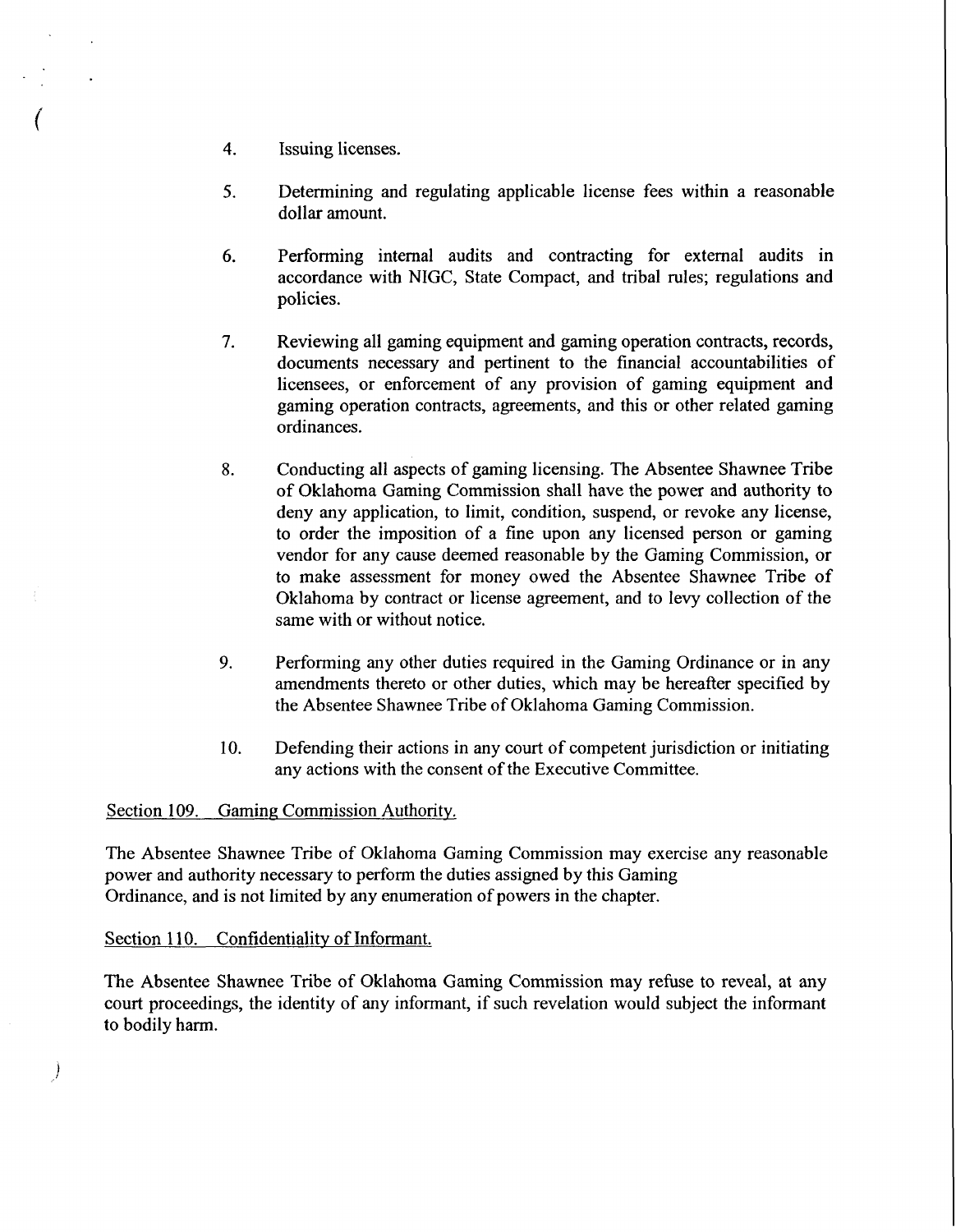4. Issuing licenses.

5. Determining and regulating applicable license fees within a reasonable dollar amount.

6. Performing internal audits and contracting for external audits in accordance with NIGC, State Compact, and tribal rules; regulations and policies.

7. Reviewing all gaming equipment and gaming operation contracts, records, documents necessary and pertinent to the financial accountabilities of licensees, or enforcement of any provision of gaming equipment and gaming operation contracts, agreements, and this or other related gaming ordinances.

8. Conducting all aspects of gaming licensing. The Absentee Shawnee Tribe of Oklahoma Gaming Commission shall have the power and authority to deny any application, to limit, condition, suspend, or revoke any license, to order the imposition of a fine upon any licensed person or gaming vendor for any cause deemed reasonable by the Gaming Commission, or to make assessment for money owed the Absentee Shawnee Tribe of Oklahoma by contract or license agreement, and to levy collection of the same with or without notice.

9. Performing any other duties required in the Gaming Ordinance or in any amendments thereto or other duties, which may be hereafter specified by the Absentee Shawnee Tribe of Oklahoma Gaming Commission.

10. Defending their actions in any court of competent jurisdiction or initiating any actions with the consent of the Executive Committee.

Section 109. Gaming Commission Authority.

The Absentee Shawnee Tribe of Oklahoma Gaming Commission may exercise any reasonable power and authority necessary to perform the duties assigned by this Gaming Ordinance, and is not limited by any enumeration of powers in the chapter.

Section 110. Confidentiality of Informant.

The Absentee Shawnee Tribe of Oklahoma Gaming Commission may refuse to reveal, at any court proceedings, the identity of any informant, if such revelation would subject the informant to bodily harm.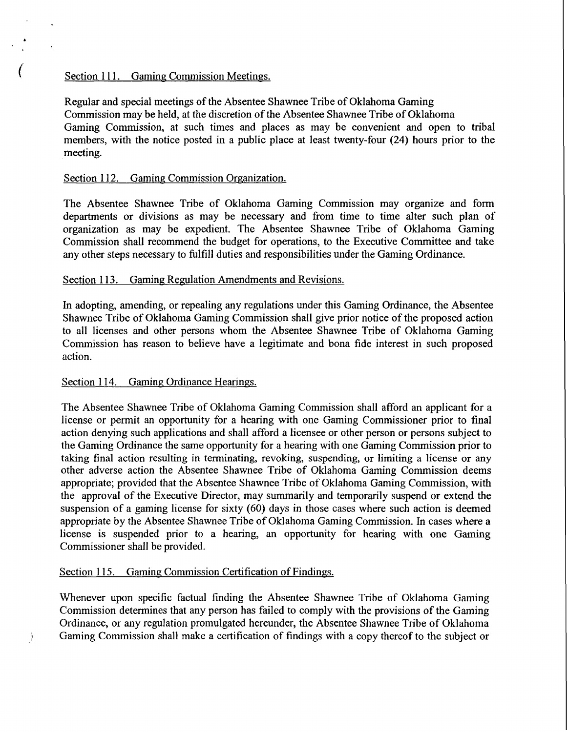Section 111. Gaming Commission Meetings.

Regular and special meetings of the Absentee Shawnee Tribe of Oklahoma Gaming Commission may be held, at the discretion of the Absentee Shawnee Tribe of Oklahoma Gaming Commission, at such times and places as may be convenient and open to tribal members, with the notice posted in a public place at least twenty-four (24) hours prior to the meeting.

Section 112. Gaming Commission Organization.

The Absentee Shawnee Tribe of Oklahoma Gaming Commission may organize and form departments or divisions as may be necessary and from time to time alter such plan of organization as may be expedient. The Absentee Shawnee Tribe of Oklahoma Gaming Commission shall recommend the budget for operations, to the Executive Committee and take any other steps necessary to fulfill duties and responsibilities under the Gaming Ordinance.

Section 113. Gaming Regulation Amendments and Revisions.

In adopting, amending, or repealing any regulations under this Gaming Ordinance, the Absentee Shawnee Tribe of Oklahoma Gaming Commission shall give prior notice of the proposed action to all licenses and other persons whom the Absentee Shawnee Tribe of Oklahoma Gaming Commission has reason to believe have a legitimate and bona fide interest in such proposed action.

Section 114. Gaming Ordinance Hearings.

The Absentee Shawnee Tribe of Oklahoma Gaming Commission shall afford an applicant for a license or permit an opportunity for a hearing with one Gaming Commissioner prior to final action denying such applications and shall afford a licensee or other person or persons subject to the Gaming Ordinance the same opportunity for a hearing with one Gaming Commission prior to taking final action resulting in terminating, revoking, suspending, or limiting a license or any other adverse action the Absentee Shawnee Tribe of Oklahoma Gaming Commission deems appropriate; provided that the Absentee Shawnee Tribe of Oklahoma Gaming Commission, with the approval of the Executive Director, may summarily and temporarily suspend or extend the suspension of a gaming license for sixty (60) days in those cases where such action is deemed appropriate by the Absentee Shawnee Tribe of Oklahoma Gaming Commission. In cases where a license is suspended prior to a hearing, an opportunity for hearing with one Gaming Commissioner shall be provided.

Section 115. Gaming Commission Certification of Findings.

Whenever upon specific factual finding the Absentee Shawnee Tribe of Oklahoma Gaming Commission determines that any person has failed to comply with the provisions of the Gaming Ordinance, or any regulation promulgated hereunder, the Absentee Shawnee Tribe of Oklahoma Gaming Commission shall make a certification of findings with a copy thereof to the subject or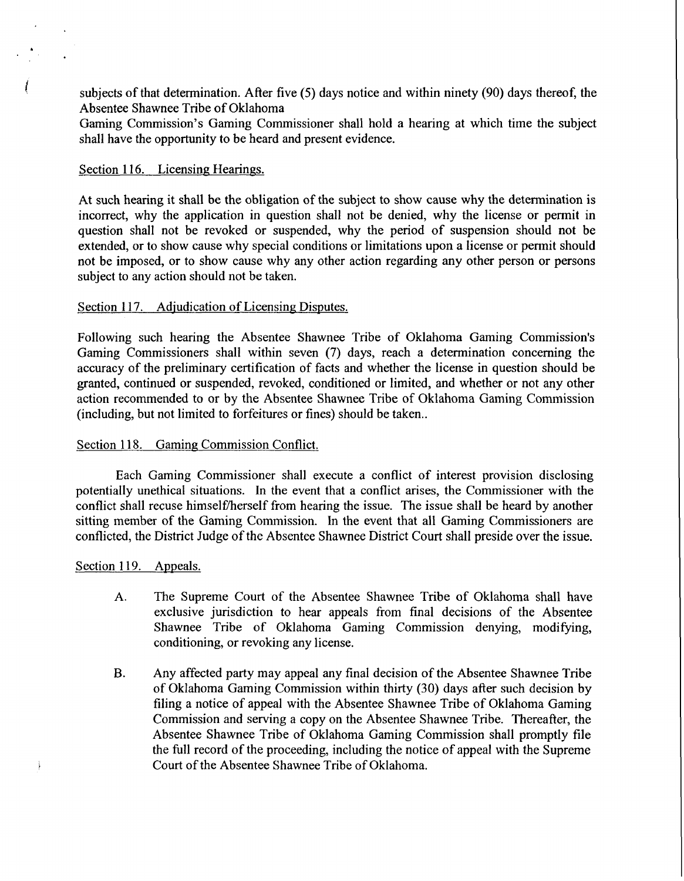subjects of that determination. After five (5) days notice and within ninety (90) days thereof, the Absentee Shawnee Tribe of Oklahoma
Gaming Commission's Gaming Commissioner shall hold a hearing at which time the subject shall have the opportunity to be heard and present evidence.

Section 116. Licensing Hearings.

At such hearing it shall be the obligation of the subject to show cause why the determination is incorrect, why the application in question shall not be denied, why the license or permit in question shall not be revoked or suspended, why the period of suspension should not be extended, or to show cause why special conditions or limitations upon a license or permit should not be imposed, or to show cause why any other action regarding any other person or persons subject to any action should not be taken.

Section 117. Adjudication of Licensing Disputes.

Following such hearing the Absentee Shawnee Tribe of Oklahoma Gaming Commission's Gaming Commissioners shall within seven (7) days, reach a determination concerning the accuracy of the preliminary certification of facts and whether the license in question should be granted, continued or suspended, revoked, conditioned or limited, and whether or not any other action recommended to or by the Absentee Shawnee Tribe of Oklahoma Gaming Commission (including, but not limited to forfeitures or fines) should be taken..

Section 118. Gaming Commission Conflict.

Each Gaming Commissioner shall execute a conflict of interest provision disclosing potentially unethical situations. In the event that a conflict arises, the Commissioner with the conflict shall recuse himself/herself from hearing the issue. The issue shall be heard by another sitting member of the Gaming Commission. In the event that all Gaming Commissioners are conflicted, the District Judge of the Absentee Shawnee District Court shall preside over the issue.

Section 119. Appeals.

A. The Supreme Court of the Absentee Shawnee Tribe of Oklahoma shall have exclusive jurisdiction to hear appeals from final decisions of the Absentee Shawnee Tribe of Oklahoma Gaming Commission denying, modifying, conditioning, or revoking any license.

B. Any affected party may appeal any final decision of the Absentee Shawnee Tribe of Oklahoma Gaming Commission within thirty (30) days after such decision by filing a notice of appeal with the Absentee Shawnee Tribe of Oklahoma Gaming Commission and serving a copy on the Absentee Shawnee Tribe. Thereafter, the Absentee Shawnee Tribe of Oklahoma Gaming Commission shall promptly file the full record of the proceeding, including the notice of appeal with the Supreme Court of the Absentee Shawnee Tribe of Oklahoma.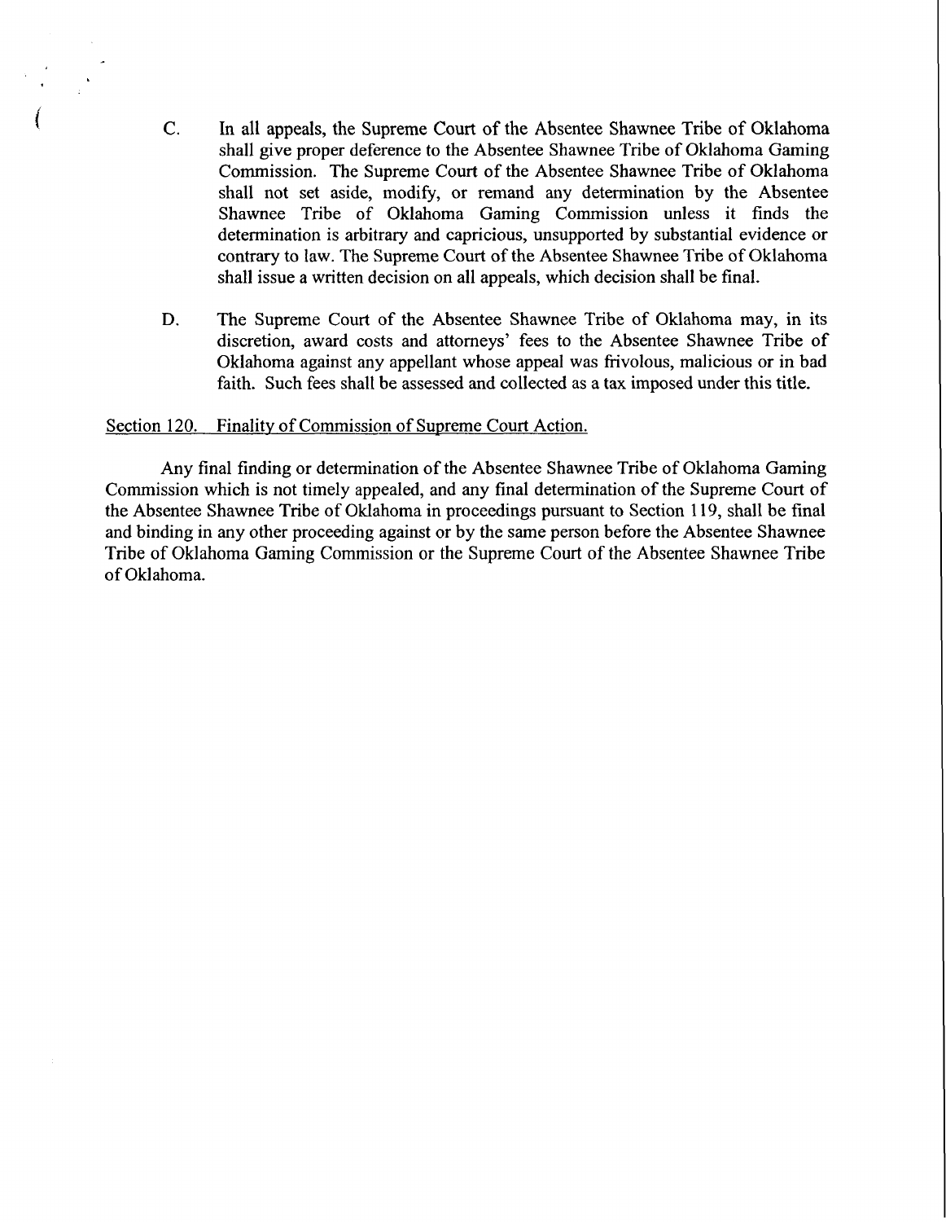C. In all appeals, the Supreme Court of the Absentee Shawnee Tribe of Oklahoma shall give proper deference to the Absentee Shawnee Tribe of Oklahoma Gaming Commission. The Supreme Court of the Absentee Shawnee Tribe of Oklahoma shall not set aside, modify, or remand any determination by the Absentee Shawnee Tribe of Oklahoma Gaming Commission unless it finds the determination is arbitrary and capricious, unsupported by substantial evidence or contrary to law. The Supreme Court of the Absentee Shawnee Tribe of Oklahoma shall issue a written decision on all appeals, which decision shall be final.

D. The Supreme Court of the Absentee Shawnee Tribe of Oklahoma may, in its discretion, award costs and attorneys' fees to the Absentee Shawnee Tribe of Oklahoma against any appellant whose appeal was frivolous, malicious or in bad faith. Such fees shall be assessed and collected as a tax imposed under this title.

Section 120. Finality of Commission of Supreme Court Action.

Any final finding or determination of the Absentee Shawnee Tribe of Oklahoma Gaming Commission which is not timely appealed, and any final determination of the Supreme Court of the Absentee Shawnee Tribe of Oklahoma in proceedings pursuant to Section 119, shall be final and binding in any other proceeding against or by the same person before the Absentee Shawnee Tribe of Oklahoma Gaming Commission or the Supreme Court of the Absentee Shawnee Tribe of Oklahoma.